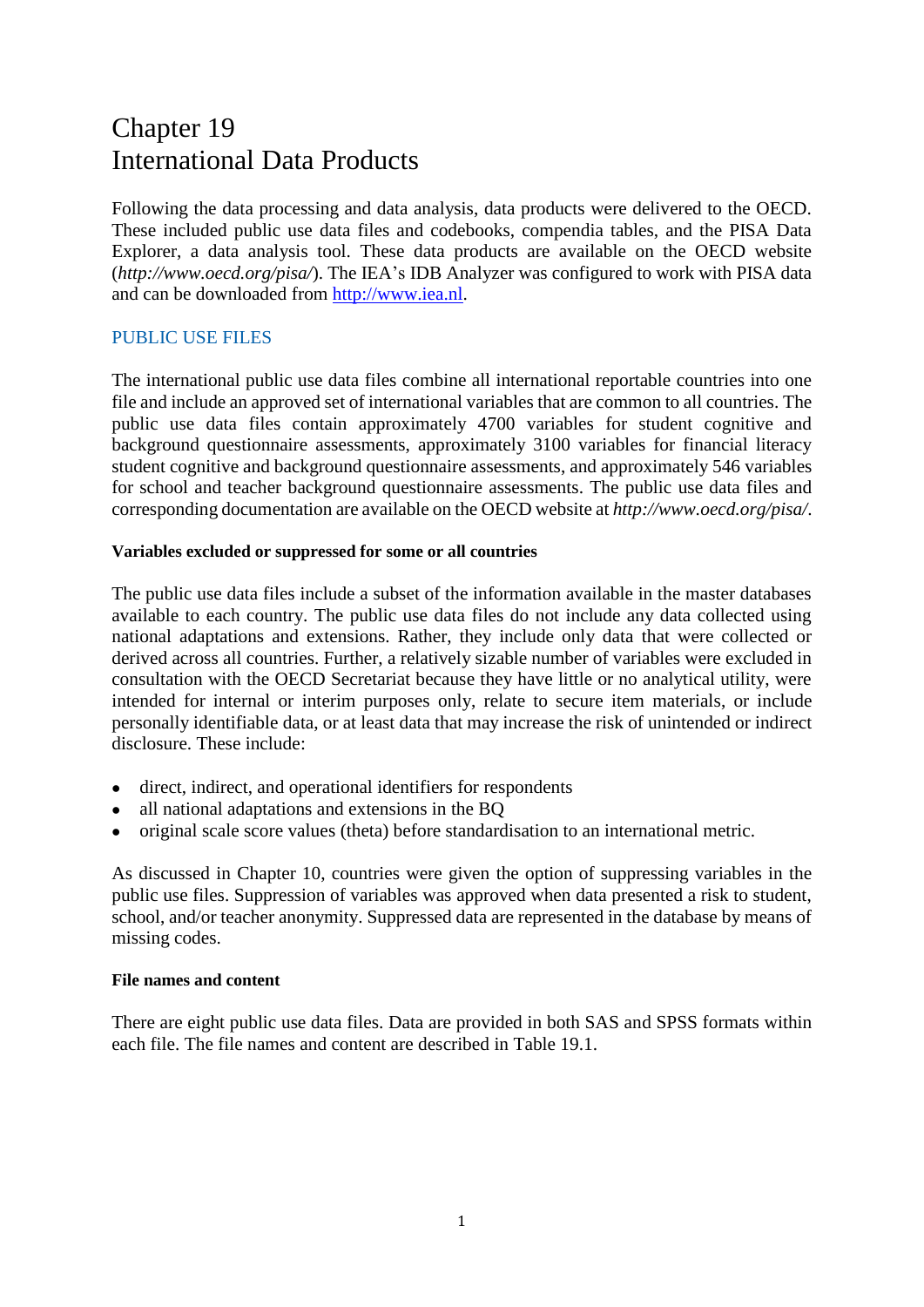# Chapter 19
# International Data Products

Following the data processing and data analysis, data products were delivered to the OECD. These included public use data files and codebooks, compendia tables, and the PISA Data Explorer, a data analysis tool. These data products are available on the OECD website (*http://www.oecd.org/pisa/*). The IEA's IDB Analyzer was configured to work with PISA data and can be downloaded from http://www.iea.nl.

## PUBLIC USE FILES

The international public use data files combine all international reportable countries into one file and include an approved set of international variables that are common to all countries. The public use data files contain approximately 4700 variables for student cognitive and background questionnaire assessments, approximately 3100 variables for financial literacy student cognitive and background questionnaire assessments, and approximately 546 variables for school and teacher background questionnaire assessments. The public use data files and corresponding documentation are available on the OECD website at *http://www.oecd.org/pisa/*.

### Variables excluded or suppressed for some or all countries

The public use data files include a subset of the information available in the master databases available to each country. The public use data files do not include any data collected using national adaptations and extensions. Rather, they include only data that were collected or derived across all countries. Further, a relatively sizable number of variables were excluded in consultation with the OECD Secretariat because they have little or no analytical utility, were intended for internal or interim purposes only, relate to secure item materials, or include personally identifiable data, or at least data that may increase the risk of unintended or indirect disclosure. These include:

- direct, indirect, and operational identifiers for respondents
- all national adaptations and extensions in the BQ
- original scale score values (theta) before standardisation to an international metric.

As discussed in Chapter 10, countries were given the option of suppressing variables in the public use files. Suppression of variables was approved when data presented a risk to student, school, and/or teacher anonymity. Suppressed data are represented in the database by means of missing codes.

### File names and content

There are eight public use data files. Data are provided in both SAS and SPSS formats within each file. The file names and content are described in Table 19.1.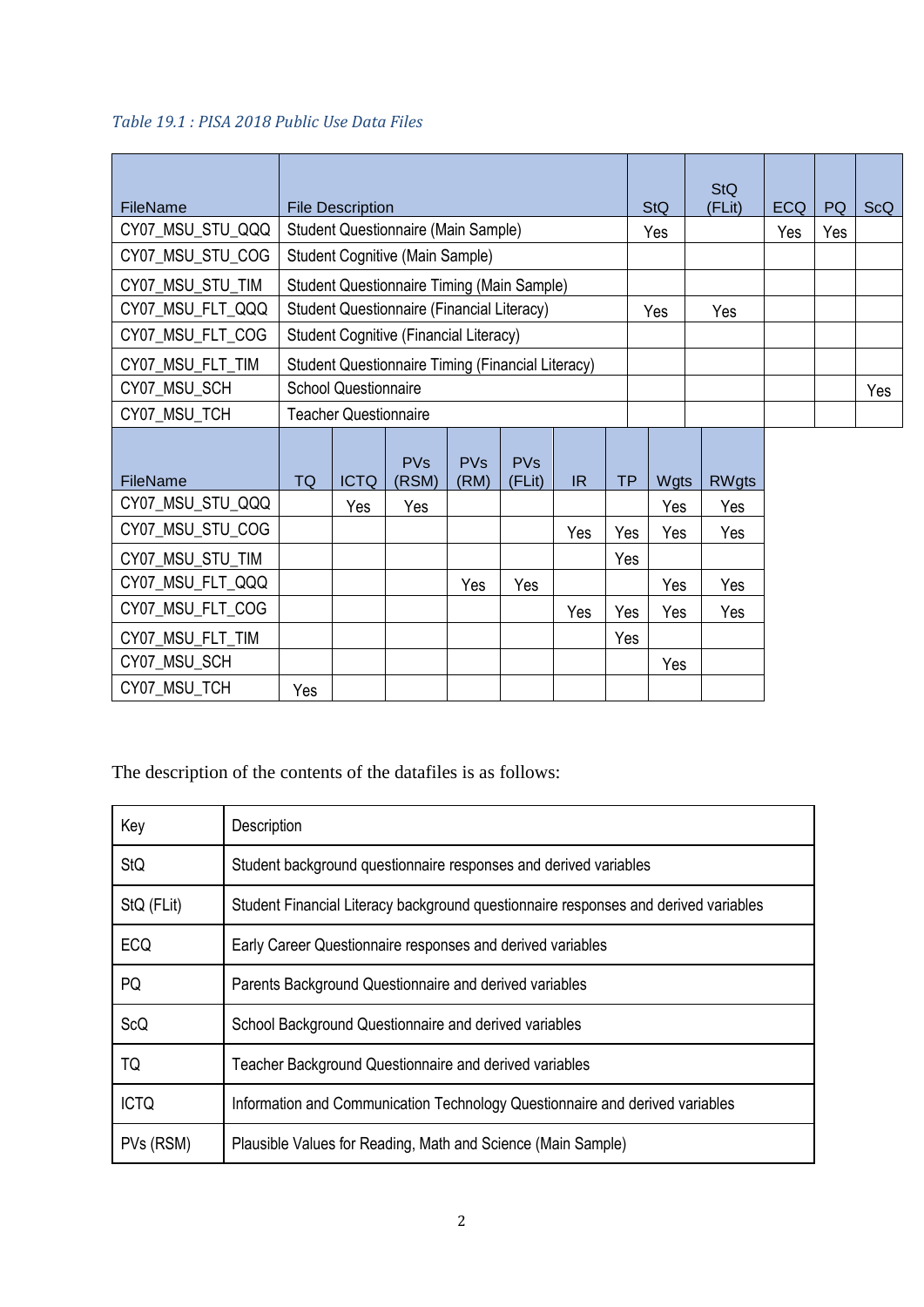*Table 19.1 : PISA 2018 Public Use Data Files*

| FileName | File Description | StQ | StQ (FLit) | ECQ | PQ | ScQ |
|---|---|---|---|---|---|---|
| CY07_MSU_STU_QQQ | Student Questionnaire (Main Sample) | Yes | | Yes | Yes | |
| CY07_MSU_STU_COG | Student Cognitive (Main Sample) | | | | | |
| CY07_MSU_STU_TIM | Student Questionnaire Timing (Main Sample) | | | | | |
| CY07_MSU_FLT_QQQ | Student Questionnaire (Financial Literacy) | Yes | Yes | | | |
| CY07_MSU_FLT_COG | Student Cognitive (Financial Literacy) | | | | | |
| CY07_MSU_FLT_TIM | Student Questionnaire Timing (Financial Literacy) | | | | | |
| CY07_MSU_SCH | School Questionnaire | | | | | Yes |
| CY07_MSU_TCH | Teacher Questionnaire | | | | | |

| FileName | TQ | ICTQ | PVs (RSM) | PVs (RM) | PVs (FLit) | IR | TP | Wgts | RWgts |
|---|---|---|---|---|---|---|---|---|---|
| CY07_MSU_STU_QQQ | | Yes | Yes | | | | | Yes | Yes |
| CY07_MSU_STU_COG | | | | | | Yes | Yes | Yes | Yes |
| CY07_MSU_STU_TIM | | | | | | | Yes | | |
| CY07_MSU_FLT_QQQ | | | | Yes | Yes | | | Yes | Yes |
| CY07_MSU_FLT_COG | | | | | | Yes | Yes | Yes | Yes |
| CY07_MSU_FLT_TIM | | | | | | | Yes | | |
| CY07_MSU_SCH | | | | | | | | Yes | |
| CY07_MSU_TCH | Yes | | | | | | | | |

The description of the contents of the datafiles is as follows:

| Key | Description |
|---|---|
| StQ | Student background questionnaire responses and derived variables |
| StQ (FLit) | Student Financial Literacy background questionnaire responses and derived variables |
| ECQ | Early Career Questionnaire responses and derived variables |
| PQ | Parents Background Questionnaire and derived variables |
| ScQ | School Background Questionnaire and derived variables |
| TQ | Teacher Background Questionnaire and derived variables |
| ICTQ | Information and Communication Technology Questionnaire and derived variables |
| PVs (RSM) | Plausible Values for Reading, Math and Science (Main Sample) |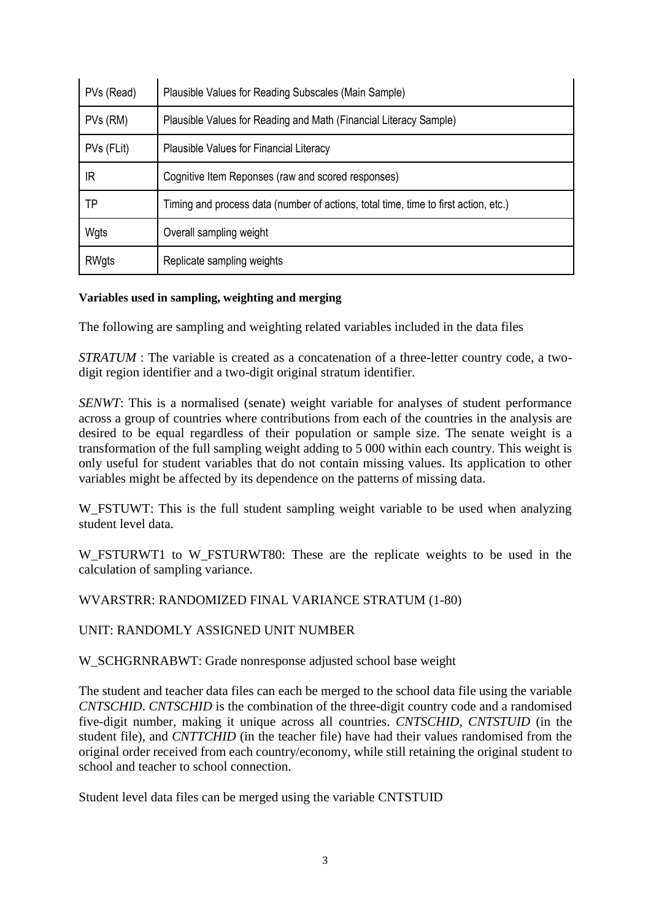| PVs (Read) | Plausible Values for Reading Subscales (Main Sample) |
|---|---|
| PVs (RM) | Plausible Values for Reading and Math (Financial Literacy Sample) |
| PVs (FLit) | Plausible Values for Financial Literacy |
| IR | Cognitive Item Reponses (raw and scored responses) |
| TP | Timing and process data (number of actions, total time, time to first action, etc.) |
| Wgts | Overall sampling weight |
| RWgts | Replicate sampling weights |

**Variables used in sampling, weighting and merging**

The following are sampling and weighting related variables included in the data files

*STRATUM* : The variable is created as a concatenation of a three-letter country code, a two-digit region identifier and a two-digit original stratum identifier.

*SENWT*: This is a normalised (senate) weight variable for analyses of student performance across a group of countries where contributions from each of the countries in the analysis are desired to be equal regardless of their population or sample size. The senate weight is a transformation of the full sampling weight adding to 5 000 within each country. This weight is only useful for student variables that do not contain missing values. Its application to other variables might be affected by its dependence on the patterns of missing data.

W_FSTUWT: This is the full student sampling weight variable to be used when analyzing student level data.

W_FSTURWT1 to W_FSTURWT80: These are the replicate weights to be used in the calculation of sampling variance.

WVARSTRR: RANDOMIZED FINAL VARIANCE STRATUM (1-80)

UNIT: RANDOMLY ASSIGNED UNIT NUMBER

W_SCHGRNRABWT: Grade nonresponse adjusted school base weight

The student and teacher data files can each be merged to the school data file using the variable *CNTSCHID*. *CNTSCHID* is the combination of the three-digit country code and a randomised five-digit number, making it unique across all countries. *CNTSCHID*, *CNTSTUID* (in the student file), and *CNTTCHID* (in the teacher file) have had their values randomised from the original order received from each country/economy, while still retaining the original student to school and teacher to school connection.

Student level data files can be merged using the variable CNTSTUID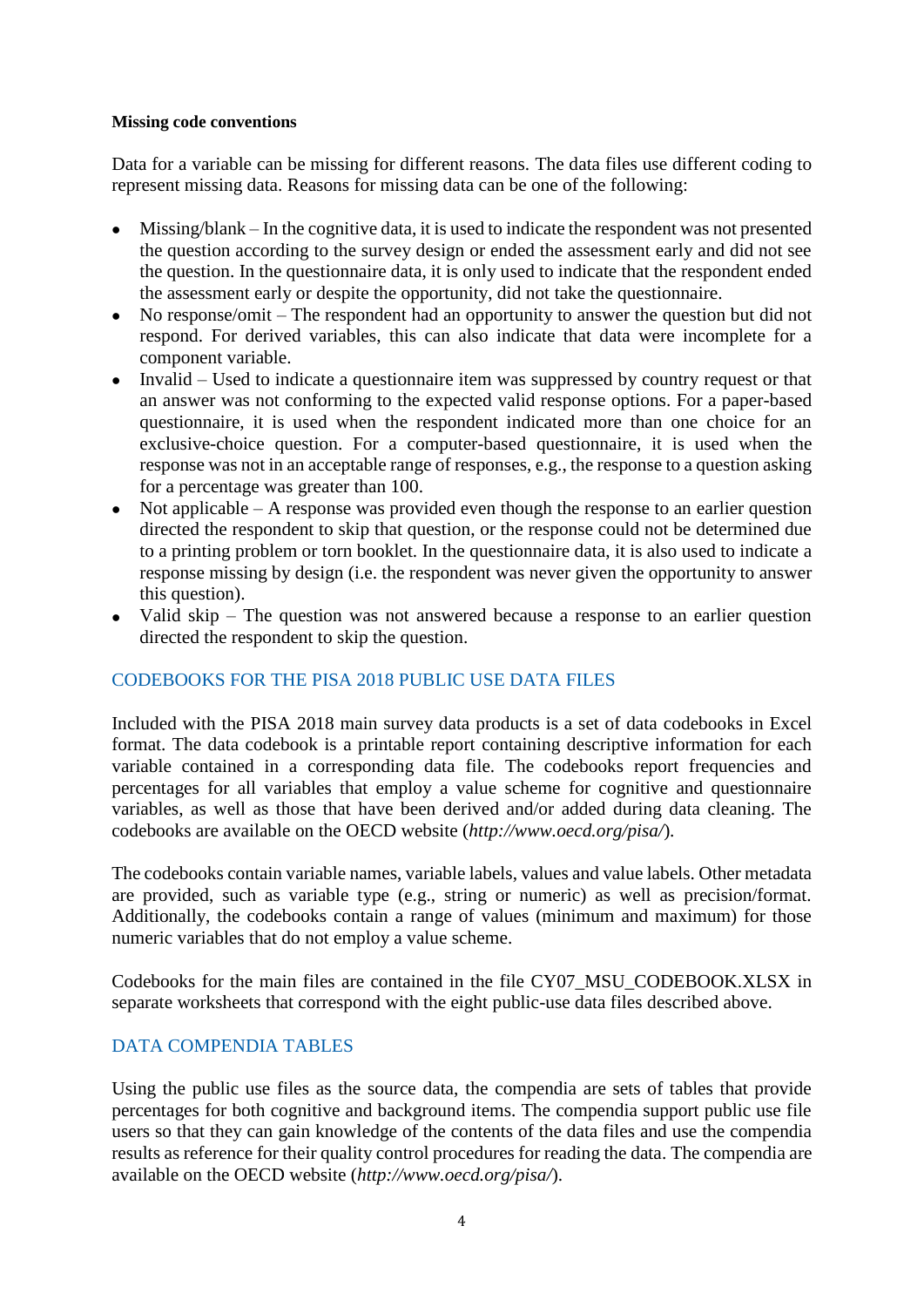**Missing code conventions**

Data for a variable can be missing for different reasons. The data files use different coding to represent missing data. Reasons for missing data can be one of the following:

- Missing/blank – In the cognitive data, it is used to indicate the respondent was not presented the question according to the survey design or ended the assessment early and did not see the question. In the questionnaire data, it is only used to indicate that the respondent ended the assessment early or despite the opportunity, did not take the questionnaire.
- No response/omit – The respondent had an opportunity to answer the question but did not respond. For derived variables, this can also indicate that data were incomplete for a component variable.
- Invalid – Used to indicate a questionnaire item was suppressed by country request or that an answer was not conforming to the expected valid response options. For a paper-based questionnaire, it is used when the respondent indicated more than one choice for an exclusive-choice question. For a computer-based questionnaire, it is used when the response was not in an acceptable range of responses, e.g., the response to a question asking for a percentage was greater than 100.
- Not applicable – A response was provided even though the response to an earlier question directed the respondent to skip that question, or the response could not be determined due to a printing problem or torn booklet. In the questionnaire data, it is also used to indicate a response missing by design (i.e. the respondent was never given the opportunity to answer this question).
- Valid skip – The question was not answered because a response to an earlier question directed the respondent to skip the question.

## CODEBOOKS FOR THE PISA 2018 PUBLIC USE DATA FILES

Included with the PISA 2018 main survey data products is a set of data codebooks in Excel format. The data codebook is a printable report containing descriptive information for each variable contained in a corresponding data file. The codebooks report frequencies and percentages for all variables that employ a value scheme for cognitive and questionnaire variables, as well as those that have been derived and/or added during data cleaning. The codebooks are available on the OECD website (*http://www.oecd.org/pisa/*).

The codebooks contain variable names, variable labels, values and value labels. Other metadata are provided, such as variable type (e.g., string or numeric) as well as precision/format. Additionally, the codebooks contain a range of values (minimum and maximum) for those numeric variables that do not employ a value scheme.

Codebooks for the main files are contained in the file CY07_MSU_CODEBOOK.XLSX in separate worksheets that correspond with the eight public-use data files described above.

## DATA COMPENDIA TABLES

Using the public use files as the source data, the compendia are sets of tables that provide percentages for both cognitive and background items. The compendia support public use file users so that they can gain knowledge of the contents of the data files and use the compendia results as reference for their quality control procedures for reading the data. The compendia are available on the OECD website (*http://www.oecd.org/pisa/*).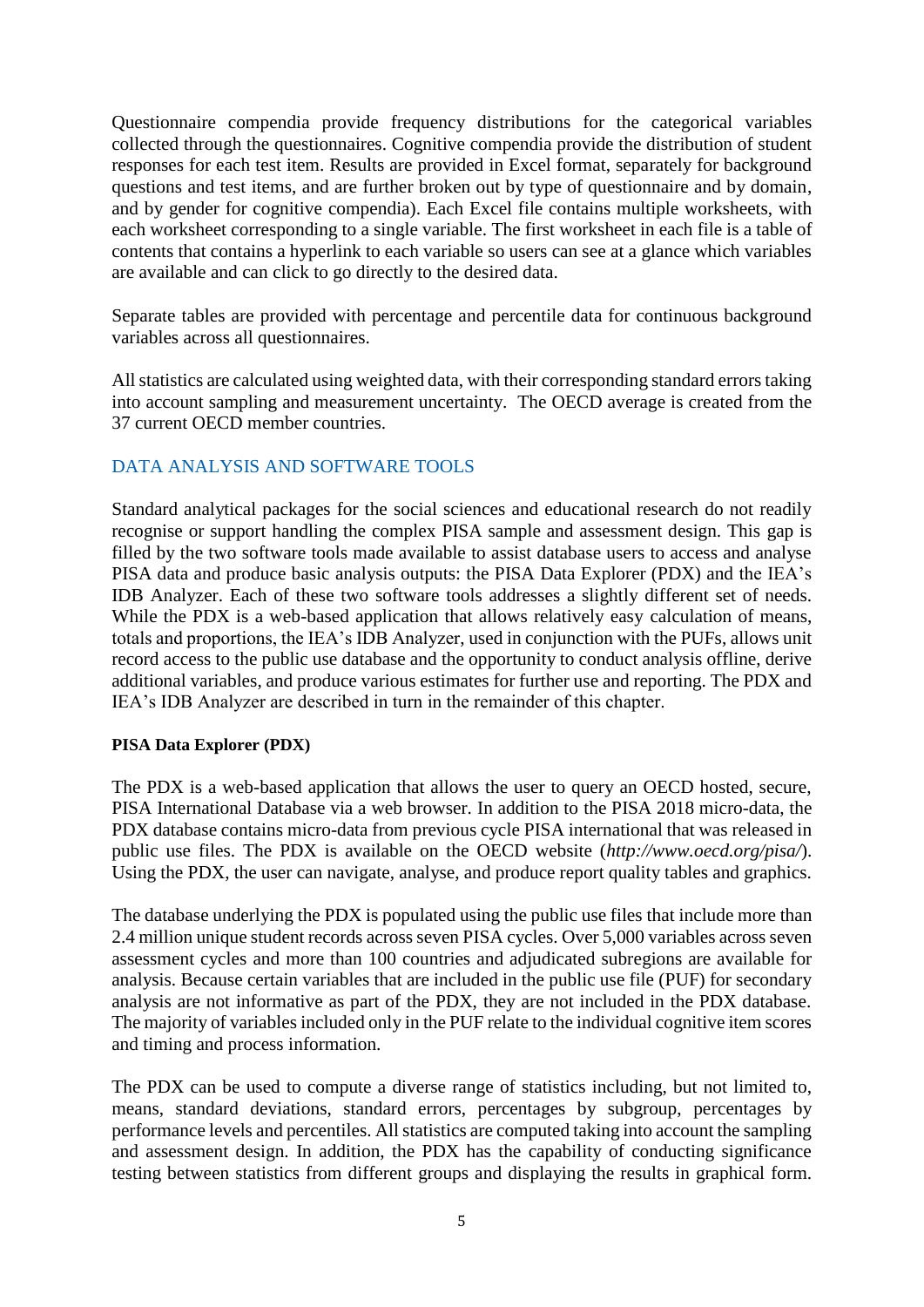Questionnaire compendia provide frequency distributions for the categorical variables collected through the questionnaires. Cognitive compendia provide the distribution of student responses for each test item. Results are provided in Excel format, separately for background questions and test items, and are further broken out by type of questionnaire and by domain, and by gender for cognitive compendia). Each Excel file contains multiple worksheets, with each worksheet corresponding to a single variable. The first worksheet in each file is a table of contents that contains a hyperlink to each variable so users can see at a glance which variables are available and can click to go directly to the desired data.

Separate tables are provided with percentage and percentile data for continuous background variables across all questionnaires.

All statistics are calculated using weighted data, with their corresponding standard errors taking into account sampling and measurement uncertainty. The OECD average is created from the 37 current OECD member countries.

## DATA ANALYSIS AND SOFTWARE TOOLS

Standard analytical packages for the social sciences and educational research do not readily recognise or support handling the complex PISA sample and assessment design. This gap is filled by the two software tools made available to assist database users to access and analyse PISA data and produce basic analysis outputs: the PISA Data Explorer (PDX) and the IEA's IDB Analyzer. Each of these two software tools addresses a slightly different set of needs. While the PDX is a web-based application that allows relatively easy calculation of means, totals and proportions, the IEA's IDB Analyzer, used in conjunction with the PUFs, allows unit record access to the public use database and the opportunity to conduct analysis offline, derive additional variables, and produce various estimates for further use and reporting. The PDX and IEA's IDB Analyzer are described in turn in the remainder of this chapter.

### PISA Data Explorer (PDX)

The PDX is a web-based application that allows the user to query an OECD hosted, secure, PISA International Database via a web browser. In addition to the PISA 2018 micro-data, the PDX database contains micro-data from previous cycle PISA international that was released in public use files. The PDX is available on the OECD website (*http://www.oecd.org/pisa/*). Using the PDX, the user can navigate, analyse, and produce report quality tables and graphics.

The database underlying the PDX is populated using the public use files that include more than 2.4 million unique student records across seven PISA cycles. Over 5,000 variables across seven assessment cycles and more than 100 countries and adjudicated subregions are available for analysis. Because certain variables that are included in the public use file (PUF) for secondary analysis are not informative as part of the PDX, they are not included in the PDX database. The majority of variables included only in the PUF relate to the individual cognitive item scores and timing and process information.

The PDX can be used to compute a diverse range of statistics including, but not limited to, means, standard deviations, standard errors, percentages by subgroup, percentages by performance levels and percentiles. All statistics are computed taking into account the sampling and assessment design. In addition, the PDX has the capability of conducting significance testing between statistics from different groups and displaying the results in graphical form.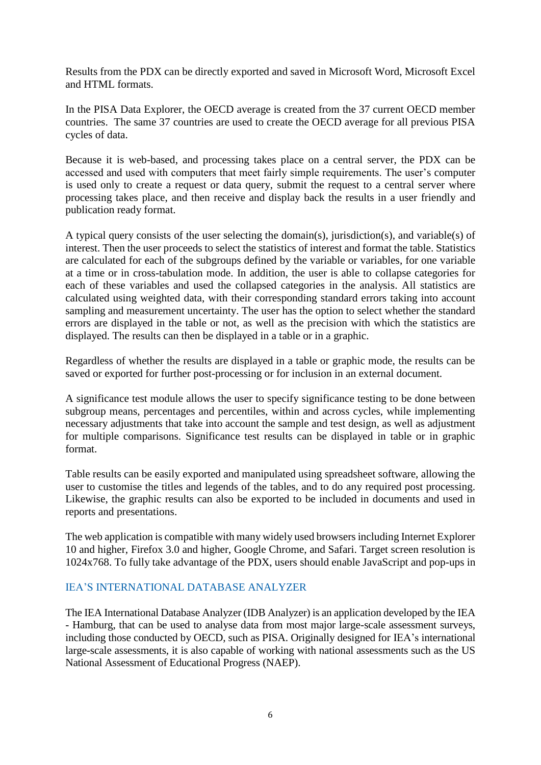Results from the PDX can be directly exported and saved in Microsoft Word, Microsoft Excel and HTML formats.

In the PISA Data Explorer, the OECD average is created from the 37 current OECD member countries. The same 37 countries are used to create the OECD average for all previous PISA cycles of data.

Because it is web-based, and processing takes place on a central server, the PDX can be accessed and used with computers that meet fairly simple requirements. The user's computer is used only to create a request or data query, submit the request to a central server where processing takes place, and then receive and display back the results in a user friendly and publication ready format.

A typical query consists of the user selecting the domain(s), jurisdiction(s), and variable(s) of interest. Then the user proceeds to select the statistics of interest and format the table. Statistics are calculated for each of the subgroups defined by the variable or variables, for one variable at a time or in cross-tabulation mode. In addition, the user is able to collapse categories for each of these variables and used the collapsed categories in the analysis. All statistics are calculated using weighted data, with their corresponding standard errors taking into account sampling and measurement uncertainty. The user has the option to select whether the standard errors are displayed in the table or not, as well as the precision with which the statistics are displayed. The results can then be displayed in a table or in a graphic.

Regardless of whether the results are displayed in a table or graphic mode, the results can be saved or exported for further post-processing or for inclusion in an external document.

A significance test module allows the user to specify significance testing to be done between subgroup means, percentages and percentiles, within and across cycles, while implementing necessary adjustments that take into account the sample and test design, as well as adjustment for multiple comparisons. Significance test results can be displayed in table or in graphic format.

Table results can be easily exported and manipulated using spreadsheet software, allowing the user to customise the titles and legends of the tables, and to do any required post processing. Likewise, the graphic results can also be exported to be included in documents and used in reports and presentations.

The web application is compatible with many widely used browsers including Internet Explorer 10 and higher, Firefox 3.0 and higher, Google Chrome, and Safari. Target screen resolution is 1024x768. To fully take advantage of the PDX, users should enable JavaScript and pop-ups in

## IEA'S INTERNATIONAL DATABASE ANALYZER

The IEA International Database Analyzer (IDB Analyzer) is an application developed by the IEA - Hamburg, that can be used to analyse data from most major large-scale assessment surveys, including those conducted by OECD, such as PISA. Originally designed for IEA's international large-scale assessments, it is also capable of working with national assessments such as the US National Assessment of Educational Progress (NAEP).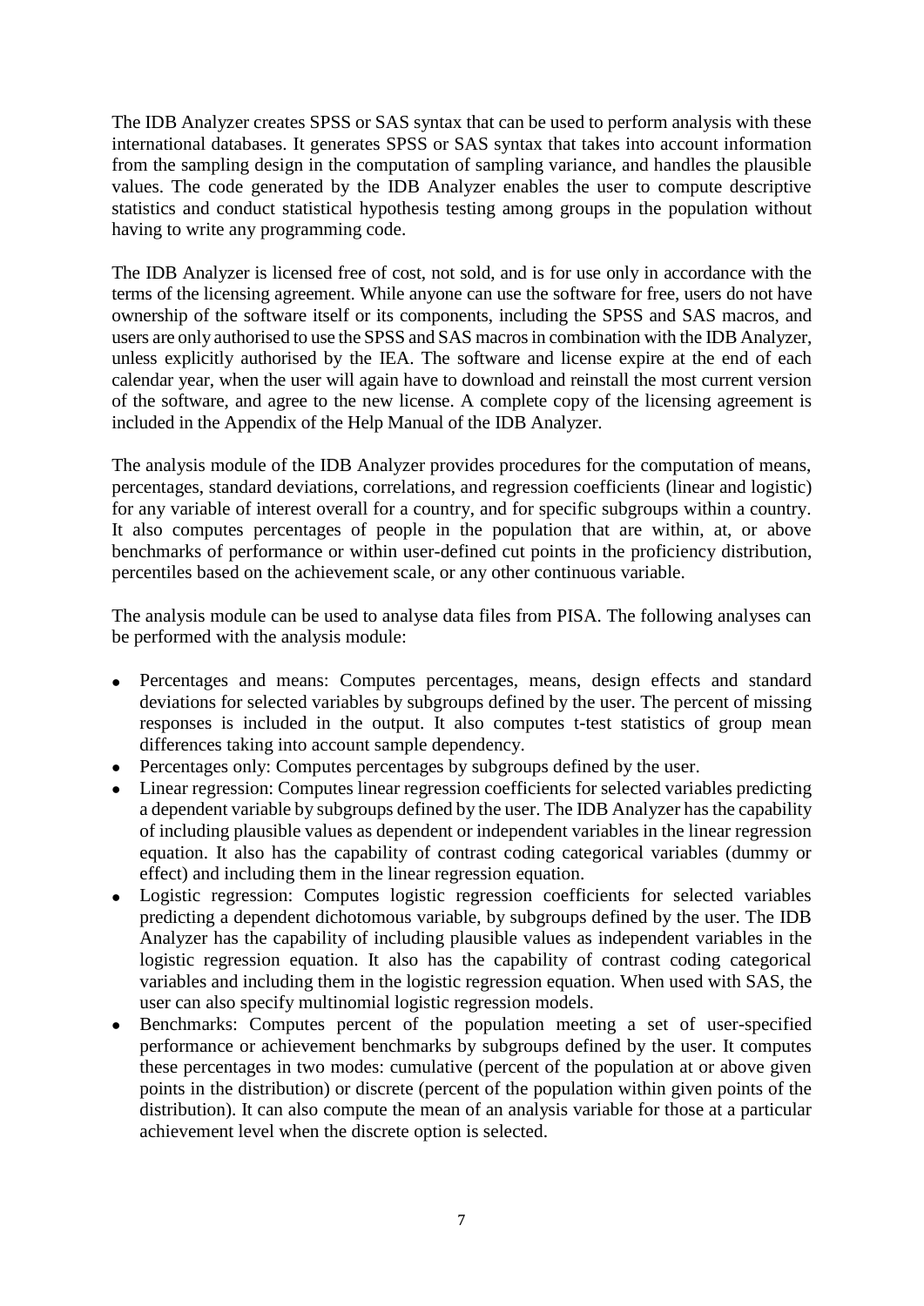The IDB Analyzer creates SPSS or SAS syntax that can be used to perform analysis with these international databases. It generates SPSS or SAS syntax that takes into account information from the sampling design in the computation of sampling variance, and handles the plausible values. The code generated by the IDB Analyzer enables the user to compute descriptive statistics and conduct statistical hypothesis testing among groups in the population without having to write any programming code.

The IDB Analyzer is licensed free of cost, not sold, and is for use only in accordance with the terms of the licensing agreement. While anyone can use the software for free, users do not have ownership of the software itself or its components, including the SPSS and SAS macros, and users are only authorised to use the SPSS and SAS macros in combination with the IDB Analyzer, unless explicitly authorised by the IEA. The software and license expire at the end of each calendar year, when the user will again have to download and reinstall the most current version of the software, and agree to the new license. A complete copy of the licensing agreement is included in the Appendix of the Help Manual of the IDB Analyzer.

The analysis module of the IDB Analyzer provides procedures for the computation of means, percentages, standard deviations, correlations, and regression coefficients (linear and logistic) for any variable of interest overall for a country, and for specific subgroups within a country. It also computes percentages of people in the population that are within, at, or above benchmarks of performance or within user-defined cut points in the proficiency distribution, percentiles based on the achievement scale, or any other continuous variable.

The analysis module can be used to analyse data files from PISA. The following analyses can be performed with the analysis module:

- Percentages and means: Computes percentages, means, design effects and standard deviations for selected variables by subgroups defined by the user. The percent of missing responses is included in the output. It also computes t-test statistics of group mean differences taking into account sample dependency.
- Percentages only: Computes percentages by subgroups defined by the user.
- Linear regression: Computes linear regression coefficients for selected variables predicting a dependent variable by subgroups defined by the user. The IDB Analyzer has the capability of including plausible values as dependent or independent variables in the linear regression equation. It also has the capability of contrast coding categorical variables (dummy or effect) and including them in the linear regression equation.
- Logistic regression: Computes logistic regression coefficients for selected variables predicting a dependent dichotomous variable, by subgroups defined by the user. The IDB Analyzer has the capability of including plausible values as independent variables in the logistic regression equation. It also has the capability of contrast coding categorical variables and including them in the logistic regression equation. When used with SAS, the user can also specify multinomial logistic regression models.
- Benchmarks: Computes percent of the population meeting a set of user-specified performance or achievement benchmarks by subgroups defined by the user. It computes these percentages in two modes: cumulative (percent of the population at or above given points in the distribution) or discrete (percent of the population within given points of the distribution). It can also compute the mean of an analysis variable for those at a particular achievement level when the discrete option is selected.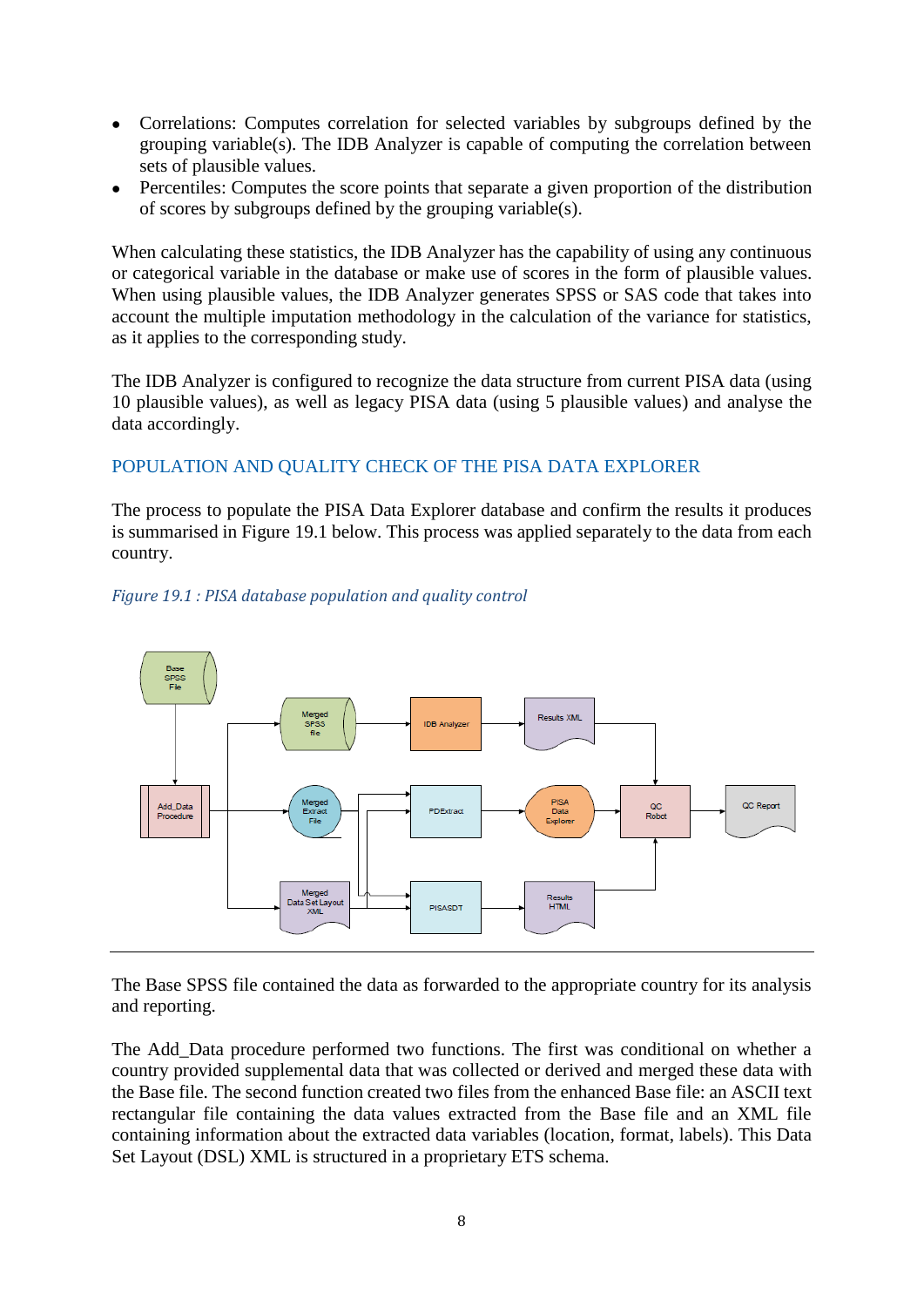- Correlations: Computes correlation for selected variables by subgroups defined by the grouping variable(s). The IDB Analyzer is capable of computing the correlation between sets of plausible values.
- Percentiles: Computes the score points that separate a given proportion of the distribution of scores by subgroups defined by the grouping variable(s).

When calculating these statistics, the IDB Analyzer has the capability of using any continuous or categorical variable in the database or make use of scores in the form of plausible values. When using plausible values, the IDB Analyzer generates SPSS or SAS code that takes into account the multiple imputation methodology in the calculation of the variance for statistics, as it applies to the corresponding study.

The IDB Analyzer is configured to recognize the data structure from current PISA data (using 10 plausible values), as well as legacy PISA data (using 5 plausible values) and analyse the data accordingly.

## POPULATION AND QUALITY CHECK OF THE PISA DATA EXPLORER

The process to populate the PISA Data Explorer database and confirm the results it produces is summarised in Figure 19.1 below. This process was applied separately to the data from each country.

*Figure 19.1 : PISA database population and quality control*

Base SPSS File → Add_Data Procedure → Merged SPSS file / Merged Extract File / Merged Data Set Layout XML

Merged SPSS file → IDB Analyzer → Results XML → QC Robot

Merged Extract File → PDExtract → PISA Data Explorer → QC Robot → QC Report

Merged Data Set Layout XML → PISASDT → Results HTML → QC Robot

The Base SPSS file contained the data as forwarded to the appropriate country for its analysis and reporting.

The Add_Data procedure performed two functions. The first was conditional on whether a country provided supplemental data that was collected or derived and merged these data with the Base file. The second function created two files from the enhanced Base file: an ASCII text rectangular file containing the data values extracted from the Base file and an XML file containing information about the extracted data variables (location, format, labels). This Data Set Layout (DSL) XML is structured in a proprietary ETS schema.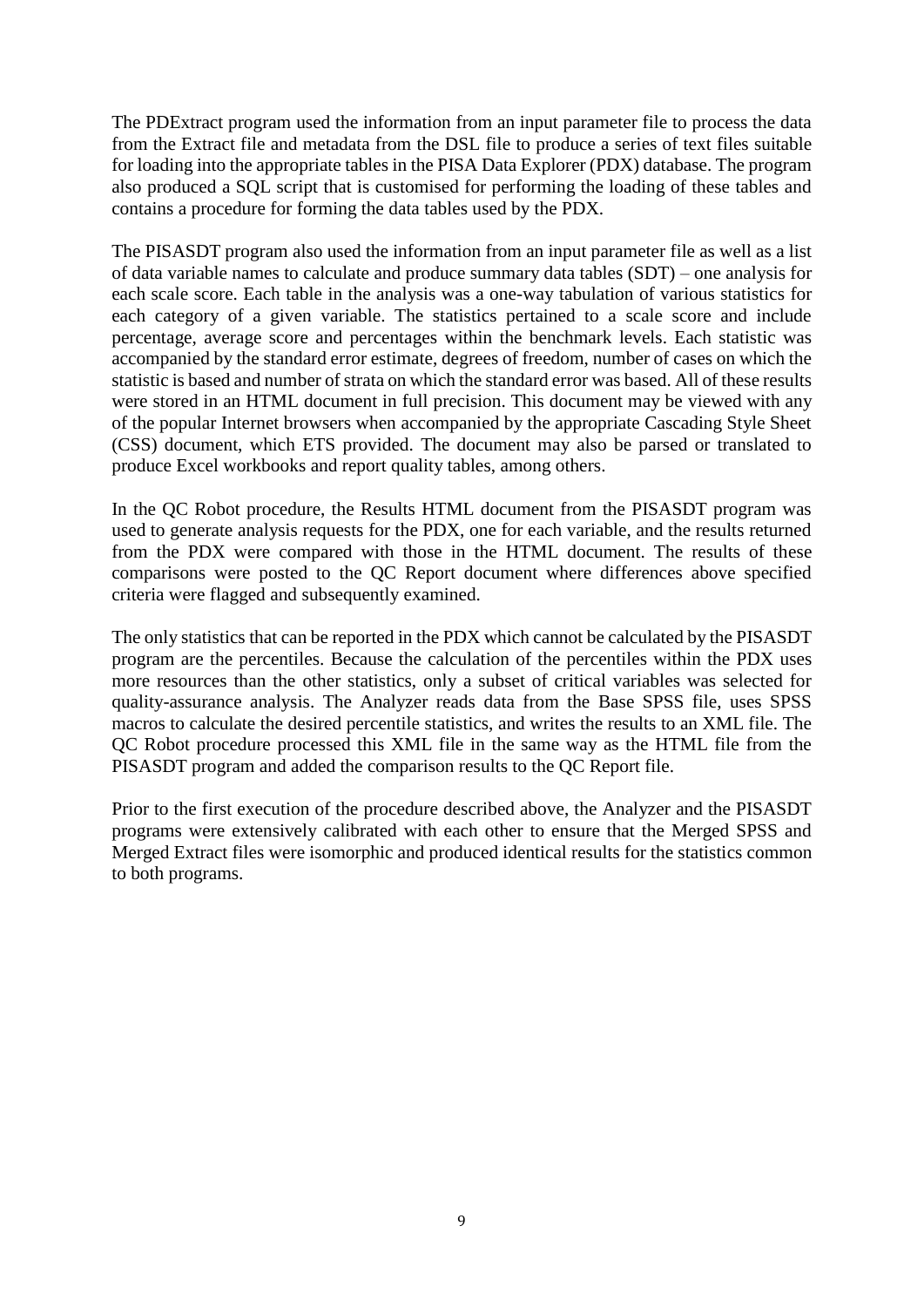The PDExtract program used the information from an input parameter file to process the data from the Extract file and metadata from the DSL file to produce a series of text files suitable for loading into the appropriate tables in the PISA Data Explorer (PDX) database. The program also produced a SQL script that is customised for performing the loading of these tables and contains a procedure for forming the data tables used by the PDX.

The PISASDT program also used the information from an input parameter file as well as a list of data variable names to calculate and produce summary data tables (SDT) – one analysis for each scale score. Each table in the analysis was a one-way tabulation of various statistics for each category of a given variable. The statistics pertained to a scale score and include percentage, average score and percentages within the benchmark levels. Each statistic was accompanied by the standard error estimate, degrees of freedom, number of cases on which the statistic is based and number of strata on which the standard error was based. All of these results were stored in an HTML document in full precision. This document may be viewed with any of the popular Internet browsers when accompanied by the appropriate Cascading Style Sheet (CSS) document, which ETS provided. The document may also be parsed or translated to produce Excel workbooks and report quality tables, among others.

In the QC Robot procedure, the Results HTML document from the PISASDT program was used to generate analysis requests for the PDX, one for each variable, and the results returned from the PDX were compared with those in the HTML document. The results of these comparisons were posted to the QC Report document where differences above specified criteria were flagged and subsequently examined.

The only statistics that can be reported in the PDX which cannot be calculated by the PISASDT program are the percentiles. Because the calculation of the percentiles within the PDX uses more resources than the other statistics, only a subset of critical variables was selected for quality-assurance analysis. The Analyzer reads data from the Base SPSS file, uses SPSS macros to calculate the desired percentile statistics, and writes the results to an XML file. The QC Robot procedure processed this XML file in the same way as the HTML file from the PISASDT program and added the comparison results to the QC Report file.

Prior to the first execution of the procedure described above, the Analyzer and the PISASDT programs were extensively calibrated with each other to ensure that the Merged SPSS and Merged Extract files were isomorphic and produced identical results for the statistics common to both programs.